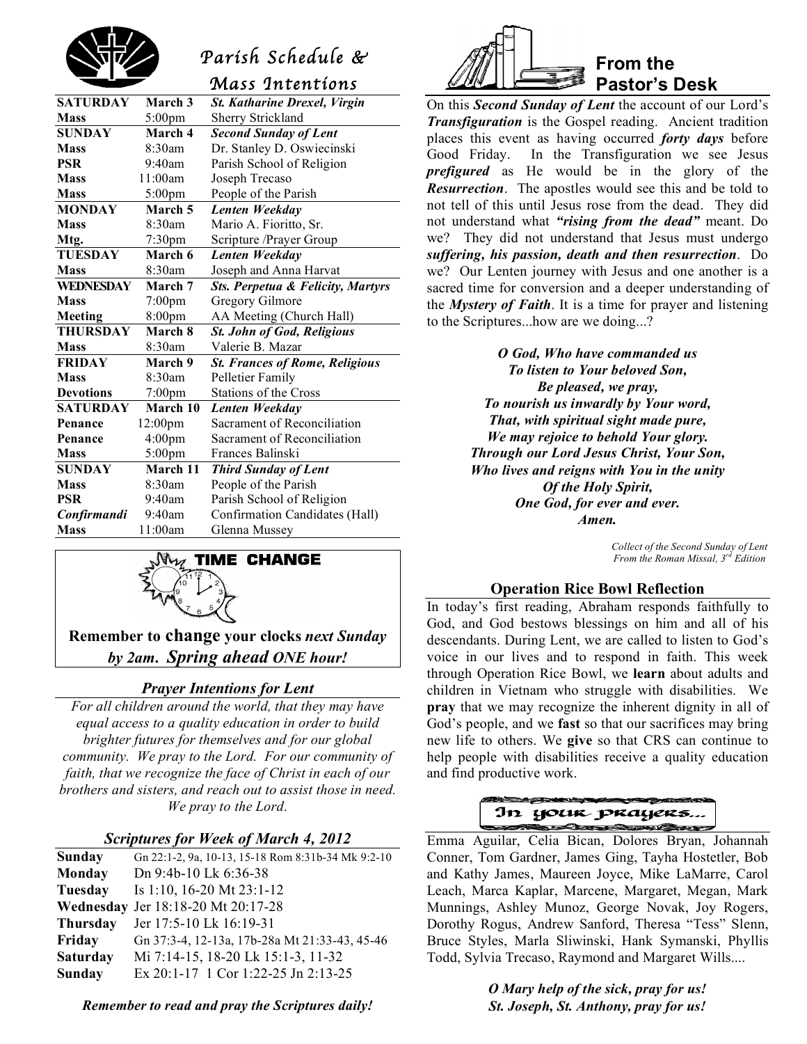# Parish Schedule & Mass Intentions

| SATURDAY | March 3 | *St. Katharine Drexel, Virgin* |
|---|---|---|
| Mass | 5:00pm | Sherry Strickland |
| **SUNDAY** | **March 4** | ***Second Sunday of Lent*** |
| Mass | 8:30am | Dr. Stanley D. Oswiecinski |
| PSR | 9:40am | Parish School of Religion |
| Mass | 11:00am | Joseph Trecaso |
| Mass | 5:00pm | People of the Parish |
| **MONDAY** | **March 5** | ***Lenten Weekday*** |
| Mass | 8:30am | Mario A. Fioritto, Sr. |
| Mtg. | 7:30pm | Scripture /Prayer Group |
| **TUESDAY** | **March 6** | ***Lenten Weekday*** |
| Mass | 8:30am | Joseph and Anna Harvat |
| **WEDNESDAY** | **March 7** | ***Sts. Perpetua & Felicity, Martyrs*** |
| Mass | 7:00pm | Gregory Gilmore |
| Meeting | 8:00pm | AA Meeting (Church Hall) |
| **THURSDAY** | **March 8** | ***St. John of God, Religious*** |
| Mass | 8:30am | Valerie B. Mazar |
| **FRIDAY** | **March 9** | ***St. Frances of Rome, Religious*** |
| Mass | 8:30am | Pelletier Family |
| Devotions | 7:00pm | Stations of the Cross |
| **SATURDAY** | **March 10** | ***Lenten Weekday*** |
| Penance | 12:00pm | Sacrament of Reconciliation |
| Penance | 4:00pm | Sacrament of Reconciliation |
| Mass | 5:00pm | Frances Balinski |
| **SUNDAY** | **March 11** | ***Third Sunday of Lent*** |
| Mass | 8:30am | People of the Parish |
| PSR | 9:40am | Parish School of Religion |
| *Confirmandi* | 9:40am | Confirmation Candidates (Hall) |
| Mass | 11:00am | Glenna Mussey |

## TIME CHANGE

**Remember to change your clocks *next Sunday by 2am. Spring ahead ONE hour!***

### *Prayer Intentions for Lent*

*For all children around the world, that they may have equal access to a quality education in order to build brighter futures for themselves and for our global community. We pray to the Lord. For our community of faith, that we recognize the face of Christ in each of our brothers and sisters, and reach out to assist those in need. We pray to the Lord.*

### *Scriptures for Week of March 4, 2012*

| | |
|---|---|
| **Sunday** | Gn 22:1-2, 9a, 10-13, 15-18 Rom 8:31b-34 Mk 9:2-10 |
| **Monday** | Dn 9:4b-10 Lk 6:36-38 |
| **Tuesday** | Is 1:10, 16-20 Mt 23:1-12 |
| **Wednesday** | Jer 18:18-20 Mt 20:17-28 |
| **Thursday** | Jer 17:5-10 Lk 16:19-31 |
| **Friday** | Gn 37:3-4, 12-13a, 17b-28a Mt 21:33-43, 45-46 |
| **Saturday** | Mi 7:14-15, 18-20 Lk 15:1-3, 11-32 |
| **Sunday** | Ex 20:1-17 1 Cor 1:22-25 Jn 2:13-25 |

***Remember to read and pray the Scriptures daily!***

## From the Pastor's Desk

On this ***Second Sunday of Lent*** the account of our Lord's ***Transfiguration*** is the Gospel reading. Ancient tradition places this event as having occurred ***forty days*** before Good Friday. In the Transfiguration we see Jesus ***prefigured*** as He would be in the glory of the ***Resurrection***. The apostles would see this and be told to not tell of this until Jesus rose from the dead. They did not understand what ***"rising from the dead"*** meant. Do we? They did not understand that Jesus must undergo ***suffering, his passion, death and then resurrection***. Do we? Our Lenten journey with Jesus and one another is a sacred time for conversion and a deeper understanding of the ***Mystery of Faith***. It is a time for prayer and listening to the Scriptures...how are we doing...?

***O God, Who have commanded us***
***To listen to Your beloved Son,***
***Be pleased, we pray,***
***To nourish us inwardly by Your word,***
***That, with spiritual sight made pure,***
***We may rejoice to behold Your glory.***
***Through our Lord Jesus Christ, Your Son,***
***Who lives and reigns with You in the unity***
***Of the Holy Spirit,***
***One God, for ever and ever.***
***Amen.***

*Collect of the Second Sunday of Lent From the Roman Missal, 3rd Edition*

### Operation Rice Bowl Reflection

In today's first reading, Abraham responds faithfully to God, and God bestows blessings on him and all of his descendants. During Lent, we are called to listen to God's voice in our lives and to respond in faith. This week through Operation Rice Bowl, we **learn** about adults and children in Vietnam who struggle with disabilities. We **pray** that we may recognize the inherent dignity in all of God's people, and we **fast** so that our sacrifices may bring new life to others. We **give** so that CRS can continue to help people with disabilities receive a quality education and find productive work.

### In your prayers...

Emma Aguilar, Celia Bican, Dolores Bryan, Johannah Conner, Tom Gardner, James Ging, Tayha Hostetler, Bob and Kathy James, Maureen Joyce, Mike LaMarre, Carol Leach, Marca Kaplar, Marcene, Margaret, Megan, Mark Munnings, Ashley Munoz, George Novak, Joy Rogers, Dorothy Rogus, Andrew Sanford, Theresa "Tess" Slenn, Bruce Styles, Marla Sliwinski, Hank Symanski, Phyllis Todd, Sylvia Trecaso, Raymond and Margaret Wills....

***O Mary help of the sick, pray for us!***
***St. Joseph, St. Anthony, pray for us!***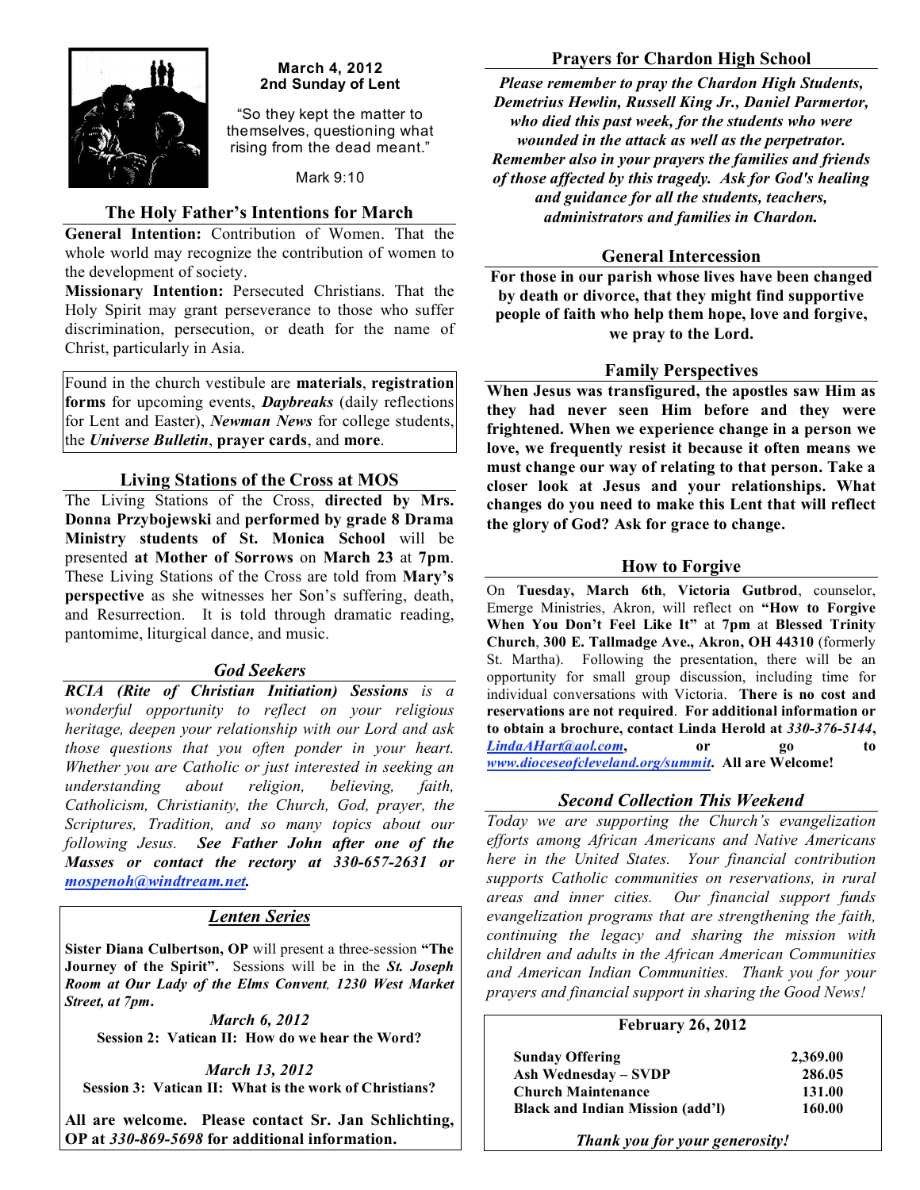**March 4, 2012**
**2nd Sunday of Lent**

"So they kept the matter to themselves, questioning what rising from the dead meant."

Mark 9:10

## The Holy Father's Intentions for March

**General Intention:** Contribution of Women. That the whole world may recognize the contribution of women to the development of society.

**Missionary Intention:** Persecuted Christians. That the Holy Spirit may grant perseverance to those who suffer discrimination, persecution, or death for the name of Christ, particularly in Asia.

Found in the church vestibule are **materials**, **registration forms** for upcoming events, ***Daybreaks*** (daily reflections for Lent and Easter), ***Newman News*** for college students, the ***Universe Bulletin***, **prayer cards**, and **more**.

## Living Stations of the Cross at MOS

The Living Stations of the Cross, **directed by Mrs. Donna Przybojewski** and **performed by grade 8 Drama Ministry students of St. Monica School** will be presented **at Mother of Sorrows** on **March 23** at **7pm**. These Living Stations of the Cross are told from **Mary's perspective** as she witnesses her Son's suffering, death, and Resurrection. It is told through dramatic reading, pantomime, liturgical dance, and music.

## *God Seekers*

***RCIA (Rite of Christian Initiation) Sessions*** *is a wonderful opportunity to reflect on your religious heritage, deepen your relationship with our Lord and ask those questions that you often ponder in your heart. Whether you are Catholic or just interested in seeking an understanding about religion, believing, faith, Catholicism, Christianity, the Church, God, prayer, the Scriptures, Tradition, and so many topics about our following Jesus.* ***See Father John after one of the Masses or contact the rectory at 330-657-2631 or mospenoh@windtream.net.***

## *Lenten Series*

**Sister Diana Culbertson, OP** will present a three-session **"The Journey of the Spirit"**. Sessions will be in the ***St. Joseph Room at Our Lady of the Elms Convent, 1230 West Market Street, at 7pm***.

*March 6, 2012*
**Session 2: Vatican II: How do we hear the Word?**

*March 13, 2012*
**Session 3: Vatican II: What is the work of Christians?**

**All are welcome. Please contact Sr. Jan Schlichting, OP at *330-869-5698* for additional information.**

## Prayers for Chardon High School

***Please remember to pray the Chardon High Students, Demetrius Hewlin, Russell King Jr., Daniel Parmertor, who died this past week, for the students who were wounded in the attack as well as the perpetrator. Remember also in your prayers the families and friends of those affected by this tragedy. Ask for God's healing and guidance for all the students, teachers, administrators and families in Chardon.***

## General Intercession

**For those in our parish whose lives have been changed by death or divorce, that they might find supportive people of faith who help them hope, love and forgive, we pray to the Lord.**

## Family Perspectives

**When Jesus was transfigured, the apostles saw Him as they had never seen Him before and they were frightened. When we experience change in a person we love, we frequently resist it because it often means we must change our way of relating to that person. Take a closer look at Jesus and your relationships. What changes do you need to make this Lent that will reflect the glory of God? Ask for grace to change.**

## How to Forgive

On **Tuesday, March 6th**, **Victoria Gutbrod**, counselor, Emerge Ministries, Akron, will reflect on **"How to Forgive When You Don't Feel Like It"** at **7pm** at **Blessed Trinity Church**, **300 E. Tallmadge Ave., Akron, OH 44310** (formerly St. Martha). Following the presentation, there will be an opportunity for small group discussion, including time for individual conversations with Victoria. **There is no cost and reservations are not required**. **For additional information or to obtain a brochure, contact Linda Herold at *330-376-5144*, *LindaAHart@aol.com*, or go to *www.dioceseofcleveland.org/summit*. All are Welcome!**

## *Second Collection This Weekend*

*Today we are supporting the Church's evangelization efforts among African Americans and Native Americans here in the United States. Your financial contribution supports Catholic communities on reservations, in rural areas and inner cities. Our financial support funds evangelization programs that are strengthening the faith, continuing the legacy and sharing the mission with children and adults in the African American Communities and American Indian Communities. Thank you for your prayers and financial support in sharing the Good News!*

**February 26, 2012**

| | |
|---|---|
| **Sunday Offering** | **2,369.00** |
| **Ash Wednesday – SVDP** | **286.05** |
| **Church Maintenance** | **131.00** |
| **Black and Indian Mission (add'l)** | **160.00** |

***Thank you for your generosity!***